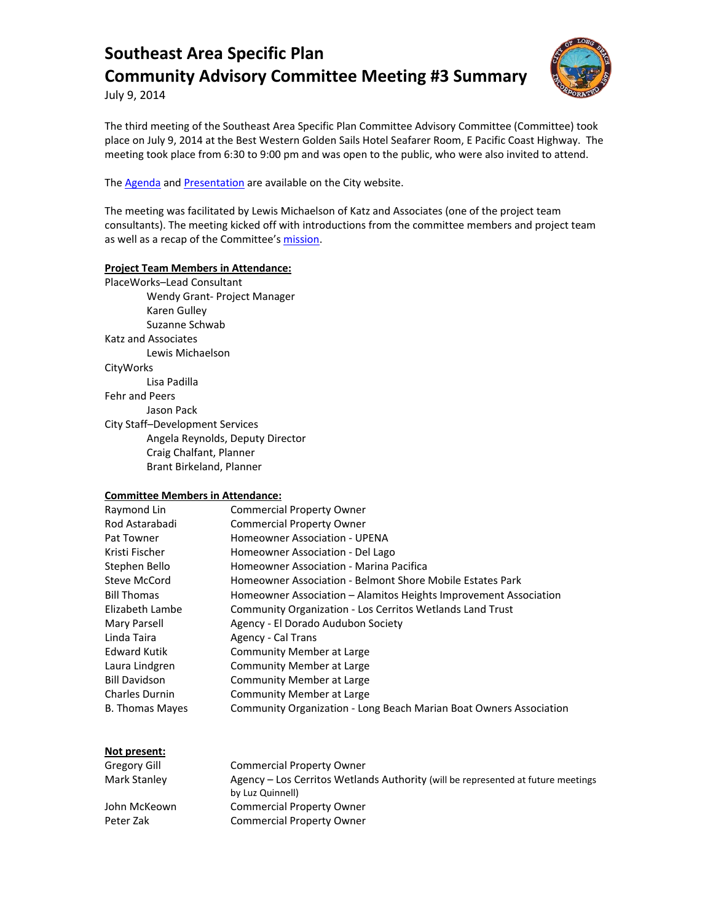# Southeast Area Specific Plan
# Community Advisory Committee Meeting #3 Summary

July 9, 2014

The third meeting of the Southeast Area Specific Plan Committee Advisory Committee (Committee) took place on July 9, 2014 at the Best Western Golden Sails Hotel Seafarer Room, E Pacific Coast Highway. The meeting took place from 6:30 to 9:00 pm and was open to the public, who were also invited to attend.

The Agenda and Presentation are available on the City website.

The meeting was facilitated by Lewis Michaelson of Katz and Associates (one of the project team consultants). The meeting kicked off with introductions from the committee members and project team as well as a recap of the Committee's mission.

**Project Team Members in Attendance:**

PlaceWorks–Lead Consultant
- Wendy Grant- Project Manager
- Karen Gulley
- Suzanne Schwab

Katz and Associates
- Lewis Michaelson

CityWorks
- Lisa Padilla

Fehr and Peers
- Jason Pack

City Staff–Development Services
- Angela Reynolds, Deputy Director
- Craig Chalfant, Planner
- Brant Birkeland, Planner

**Committee Members in Attendance:**

| | |
|---|---|
| Raymond Lin | Commercial Property Owner |
| Rod Astarabadi | Commercial Property Owner |
| Pat Towner | Homeowner Association - UPENA |
| Kristi Fischer | Homeowner Association - Del Lago |
| Stephen Bello | Homeowner Association - Marina Pacifica |
| Steve McCord | Homeowner Association - Belmont Shore Mobile Estates Park |
| Bill Thomas | Homeowner Association – Alamitos Heights Improvement Association |
| Elizabeth Lambe | Community Organization - Los Cerritos Wetlands Land Trust |
| Mary Parsell | Agency - El Dorado Audubon Society |
| Linda Taira | Agency - Cal Trans |
| Edward Kutik | Community Member at Large |
| Laura Lindgren | Community Member at Large |
| Bill Davidson | Community Member at Large |
| Charles Durnin | Community Member at Large |
| B. Thomas Mayes | Community Organization - Long Beach Marian Boat Owners Association |

**Not present:**

| | |
|---|---|
| Gregory Gill | Commercial Property Owner |
| Mark Stanley | Agency – Los Cerritos Wetlands Authority (will be represented at future meetings by Luz Quinnell) |
| John McKeown | Commercial Property Owner |
| Peter Zak | Commercial Property Owner |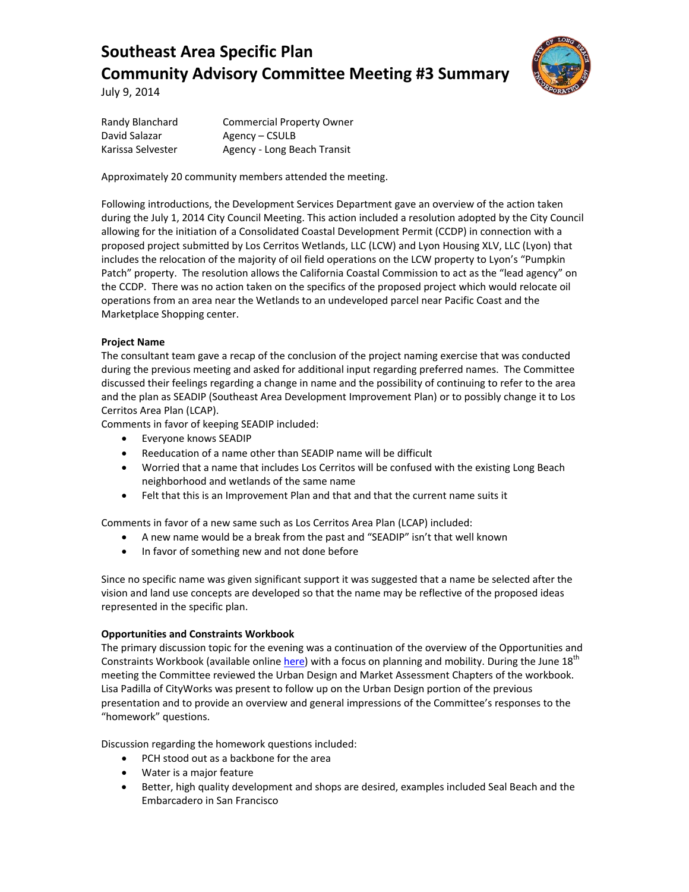# Southeast Area Specific Plan
# Community Advisory Committee Meeting #3 Summary

July 9, 2014

| | |
|---|---|
| Randy Blanchard | Commercial Property Owner |
| David Salazar | Agency – CSULB |
| Karissa Selvester | Agency - Long Beach Transit |

Approximately 20 community members attended the meeting.

Following introductions, the Development Services Department gave an overview of the action taken during the July 1, 2014 City Council Meeting. This action included a resolution adopted by the City Council allowing for the initiation of a Consolidated Coastal Development Permit (CCDP) in connection with a proposed project submitted by Los Cerritos Wetlands, LLC (LCW) and Lyon Housing XLV, LLC (Lyon) that includes the relocation of the majority of oil field operations on the LCW property to Lyon's "Pumpkin Patch" property. The resolution allows the California Coastal Commission to act as the "lead agency" on the CCDP. There was no action taken on the specifics of the proposed project which would relocate oil operations from an area near the Wetlands to an undeveloped parcel near Pacific Coast and the Marketplace Shopping center.

**Project Name**

The consultant team gave a recap of the conclusion of the project naming exercise that was conducted during the previous meeting and asked for additional input regarding preferred names. The Committee discussed their feelings regarding a change in name and the possibility of continuing to refer to the area and the plan as SEADIP (Southeast Area Development Improvement Plan) or to possibly change it to Los Cerritos Area Plan (LCAP).

Comments in favor of keeping SEADIP included:

- Everyone knows SEADIP
- Reeducation of a name other than SEADIP name will be difficult
- Worried that a name that includes Los Cerritos will be confused with the existing Long Beach neighborhood and wetlands of the same name
- Felt that this is an Improvement Plan and that and that the current name suits it

Comments in favor of a new same such as Los Cerritos Area Plan (LCAP) included:

- A new name would be a break from the past and "SEADIP" isn't that well known
- In favor of something new and not done before

Since no specific name was given significant support it was suggested that a name be selected after the vision and land use concepts are developed so that the name may be reflective of the proposed ideas represented in the specific plan.

**Opportunities and Constraints Workbook**

The primary discussion topic for the evening was a continuation of the overview of the Opportunities and Constraints Workbook (available online here) with a focus on planning and mobility. During the June 18th meeting the Committee reviewed the Urban Design and Market Assessment Chapters of the workbook. Lisa Padilla of CityWorks was present to follow up on the Urban Design portion of the previous presentation and to provide an overview and general impressions of the Committee's responses to the "homework" questions.

Discussion regarding the homework questions included:

- PCH stood out as a backbone for the area
- Water is a major feature
- Better, high quality development and shops are desired, examples included Seal Beach and the Embarcadero in San Francisco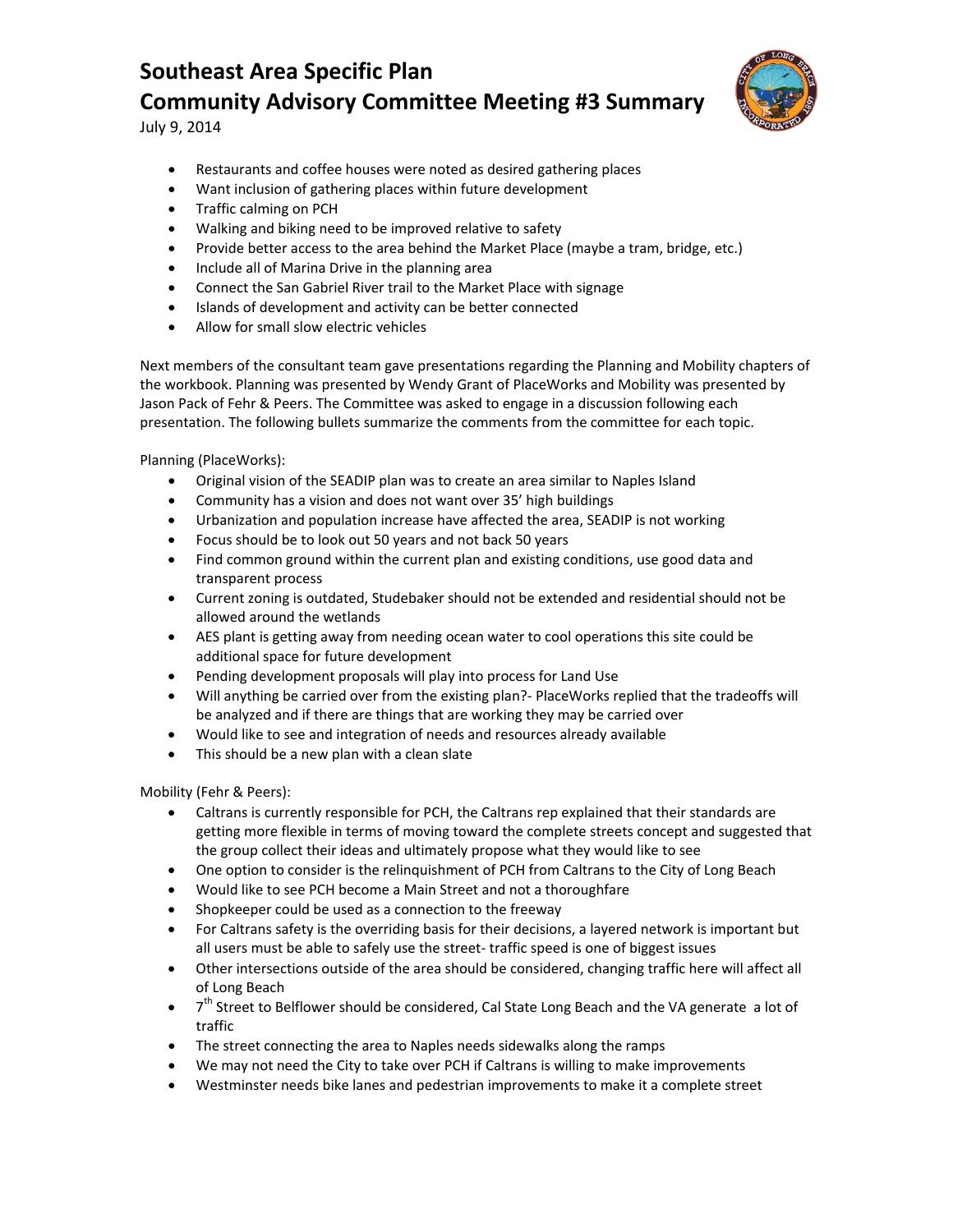- Restaurants and coffee houses were noted as desired gathering places
- Want inclusion of gathering places within future development
- Traffic calming on PCH
- Walking and biking need to be improved relative to safety
- Provide better access to the area behind the Market Place (maybe a tram, bridge, etc.)
- Include all of Marina Drive in the planning area
- Connect the San Gabriel River trail to the Market Place with signage
- Islands of development and activity can be better connected
- Allow for small slow electric vehicles

Next members of the consultant team gave presentations regarding the Planning and Mobility chapters of the workbook. Planning was presented by Wendy Grant of PlaceWorks and Mobility was presented by Jason Pack of Fehr & Peers. The Committee was asked to engage in a discussion following each presentation. The following bullets summarize the comments from the committee for each topic.

Planning (PlaceWorks):

- Original vision of the SEADIP plan was to create an area similar to Naples Island
- Community has a vision and does not want over 35' high buildings
- Urbanization and population increase have affected the area, SEADIP is not working
- Focus should be to look out 50 years and not back 50 years
- Find common ground within the current plan and existing conditions, use good data and transparent process
- Current zoning is outdated, Studebaker should not be extended and residential should not be allowed around the wetlands
- AES plant is getting away from needing ocean water to cool operations this site could be additional space for future development
- Pending development proposals will play into process for Land Use
- Will anything be carried over from the existing plan?- PlaceWorks replied that the tradeoffs will be analyzed and if there are things that are working they may be carried over
- Would like to see and integration of needs and resources already available
- This should be a new plan with a clean slate

Mobility (Fehr & Peers):

- Caltrans is currently responsible for PCH, the Caltrans rep explained that their standards are getting more flexible in terms of moving toward the complete streets concept and suggested that the group collect their ideas and ultimately propose what they would like to see
- One option to consider is the relinquishment of PCH from Caltrans to the City of Long Beach
- Would like to see PCH become a Main Street and not a thoroughfare
- Shopkeeper could be used as a connection to the freeway
- For Caltrans safety is the overriding basis for their decisions, a layered network is important but all users must be able to safely use the street- traffic speed is one of biggest issues
- Other intersections outside of the area should be considered, changing traffic here will affect all of Long Beach
- 7th Street to Belflower should be considered, Cal State Long Beach and the VA generate a lot of traffic
- The street connecting the area to Naples needs sidewalks along the ramps
- We may not need the City to take over PCH if Caltrans is willing to make improvements
- Westminster needs bike lanes and pedestrian improvements to make it a complete street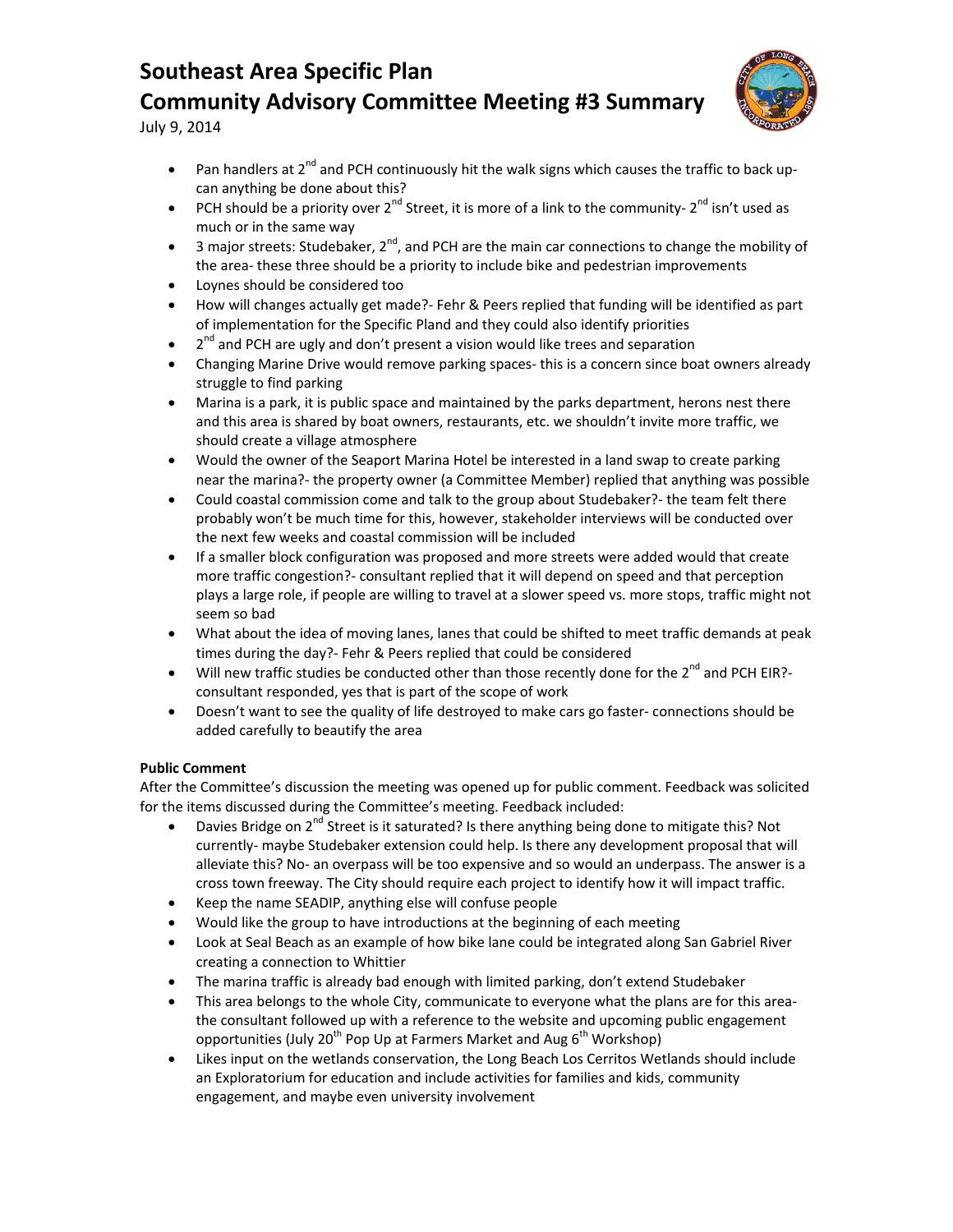- Pan handlers at 2nd and PCH continuously hit the walk signs which causes the traffic to back up- can anything be done about this?
- PCH should be a priority over 2nd Street, it is more of a link to the community- 2nd isn't used as much or in the same way
- 3 major streets: Studebaker, 2nd, and PCH are the main car connections to change the mobility of the area- these three should be a priority to include bike and pedestrian improvements
- Loynes should be considered too
- How will changes actually get made?- Fehr & Peers replied that funding will be identified as part of implementation for the Specific Pland and they could also identify priorities
- 2nd and PCH are ugly and don't present a vision would like trees and separation
- Changing Marine Drive would remove parking spaces- this is a concern since boat owners already struggle to find parking
- Marina is a park, it is public space and maintained by the parks department, herons nest there and this area is shared by boat owners, restaurants, etc. we shouldn't invite more traffic, we should create a village atmosphere
- Would the owner of the Seaport Marina Hotel be interested in a land swap to create parking near the marina?- the property owner (a Committee Member) replied that anything was possible
- Could coastal commission come and talk to the group about Studebaker?- the team felt there probably won't be much time for this, however, stakeholder interviews will be conducted over the next few weeks and coastal commission will be included
- If a smaller block configuration was proposed and more streets were added would that create more traffic congestion?- consultant replied that it will depend on speed and that perception plays a large role, if people are willing to travel at a slower speed vs. more stops, traffic might not seem so bad
- What about the idea of moving lanes, lanes that could be shifted to meet traffic demands at peak times during the day?- Fehr & Peers replied that could be considered
- Will new traffic studies be conducted other than those recently done for the 2nd and PCH EIR?- consultant responded, yes that is part of the scope of work
- Doesn't want to see the quality of life destroyed to make cars go faster- connections should be added carefully to beautify the area

**Public Comment**

After the Committee's discussion the meeting was opened up for public comment. Feedback was solicited for the items discussed during the Committee's meeting. Feedback included:

- Davies Bridge on 2nd Street is it saturated? Is there anything being done to mitigate this? Not currently- maybe Studebaker extension could help. Is there any development proposal that will alleviate this? No- an overpass will be too expensive and so would an underpass. The answer is a cross town freeway. The City should require each project to identify how it will impact traffic.
- Keep the name SEADIP, anything else will confuse people
- Would like the group to have introductions at the beginning of each meeting
- Look at Seal Beach as an example of how bike lane could be integrated along San Gabriel River creating a connection to Whittier
- The marina traffic is already bad enough with limited parking, don't extend Studebaker
- This area belongs to the whole City, communicate to everyone what the plans are for this area- the consultant followed up with a reference to the website and upcoming public engagement opportunities (July 20th Pop Up at Farmers Market and Aug 6th Workshop)
- Likes input on the wetlands conservation, the Long Beach Los Cerritos Wetlands should include an Exploratorium for education and include activities for families and kids, community engagement, and maybe even university involvement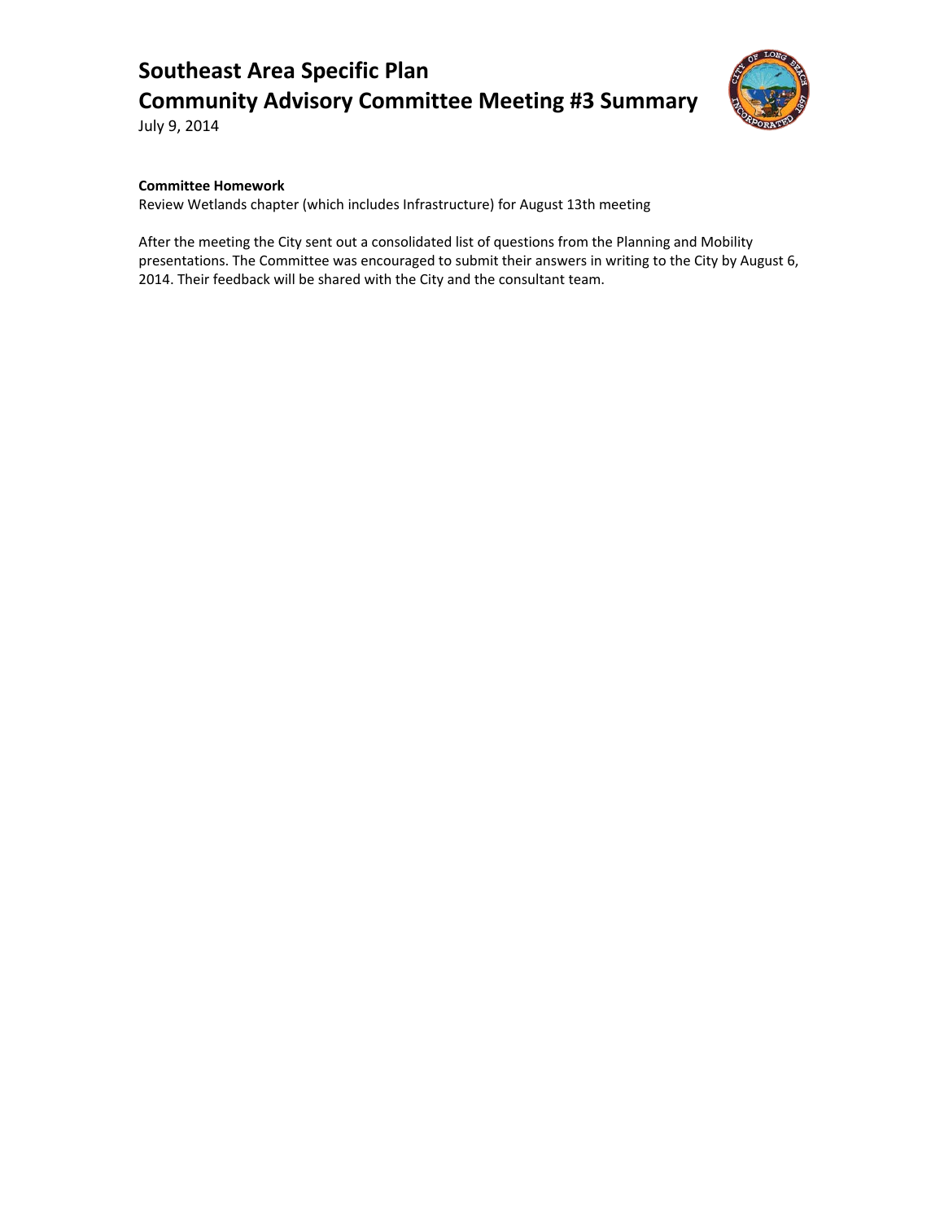**Committee Homework**
Review Wetlands chapter (which includes Infrastructure) for August 13th meeting

After the meeting the City sent out a consolidated list of questions from the Planning and Mobility presentations. The Committee was encouraged to submit their answers in writing to the City by August 6, 2014. Their feedback will be shared with the City and the consultant team.